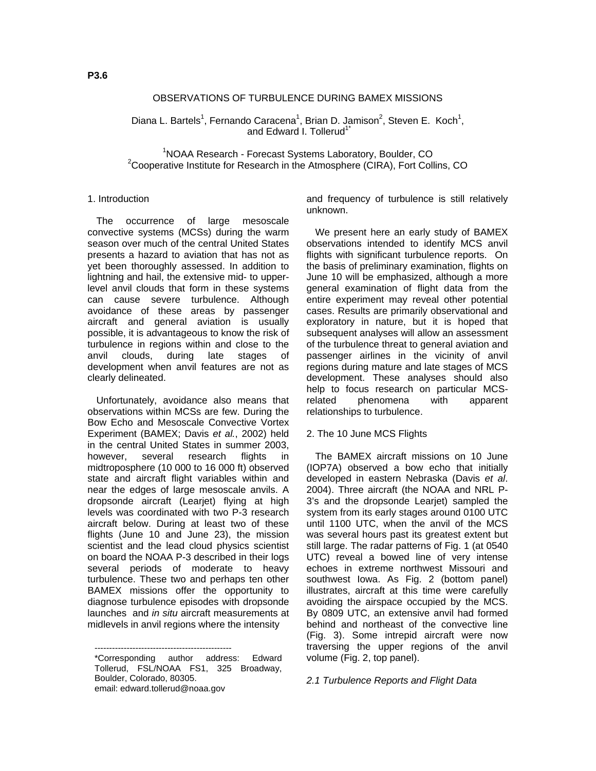P3.6

# OBSERVATIONS OF TURBULENCE DURING BAMEX MISSIONS

Diana L. Bartels[1], Fernando Caracena[1], Brian D. Jamison[2], Steven E. Koch[1], and Edward I. Tollerud[1*]

[1]NOAA Research - Forecast Systems Laboratory, Boulder, CO
[2]Cooperative Institute for Research in the Atmosphere (CIRA), Fort Collins, CO

## 1. Introduction

The occurrence of large mesoscale convective systems (MCSs) during the warm season over much of the central United States presents a hazard to aviation that has not as yet been thoroughly assessed. In addition to lightning and hail, the extensive mid- to upper-level anvil clouds that form in these systems can cause severe turbulence. Although avoidance of these areas by passenger aircraft and general aviation is usually possible, it is advantageous to know the risk of turbulence in regions within and close to the anvil clouds, during late stages of development when anvil features are not as clearly delineated.

Unfortunately, avoidance also means that observations within MCSs are few. During the Bow Echo and Mesoscale Convective Vortex Experiment (BAMEX; Davis *et al.*, 2002) held in the central United States in summer 2003, however, several research flights in midtroposphere (10 000 to 16 000 ft) observed state and aircraft flight variables within and near the edges of large mesoscale anvils. A dropsonde aircraft (Learjet) flying at high levels was coordinated with two P-3 research aircraft below. During at least two of these flights (June 10 and June 23), the mission scientist and the lead cloud physics scientist on board the NOAA P-3 described in their logs several periods of moderate to heavy turbulence. These two and perhaps ten other BAMEX missions offer the opportunity to diagnose turbulence episodes with dropsonde launches and *in situ* aircraft measurements at midlevels in anvil regions where the intensity and frequency of turbulence is still relatively unknown.

We present here an early study of BAMEX observations intended to identify MCS anvil flights with significant turbulence reports. On the basis of preliminary examination, flights on June 10 will be emphasized, although a more general examination of flight data from the entire experiment may reveal other potential cases. Results are primarily observational and exploratory in nature, but it is hoped that subsequent analyses will allow an assessment of the turbulence threat to general aviation and passenger airlines in the vicinity of anvil regions during mature and late stages of MCS development. These analyses should also help to focus research on particular MCS-related phenomena with apparent relationships to turbulence.

## 2. The 10 June MCS Flights

The BAMEX aircraft missions on 10 June (IOP7A) observed a bow echo that initially developed in eastern Nebraska (Davis *et al*. 2004). Three aircraft (the NOAA and NRL P-3's and the dropsonde Learjet) sampled the system from its early stages around 0100 UTC until 1100 UTC, when the anvil of the MCS was several hours past its greatest extent but still large. The radar patterns of Fig. 1 (at 0540 UTC) reveal a bowed line of very intense echoes in extreme northwest Missouri and southwest Iowa. As Fig. 2 (bottom panel) illustrates, aircraft at this time were carefully avoiding the airspace occupied by the MCS. By 0809 UTC, an extensive anvil had formed behind and northeast of the convective line (Fig. 3). Some intrepid aircraft were now traversing the upper regions of the anvil volume (Fig. 2, top panel).

### *2.1 Turbulence Reports and Flight Data*

---

*Corresponding author address: Edward Tollerud, FSL/NOAA FS1, 325 Broadway, Boulder, Colorado, 80305.
email: edward.tollerud@noaa.gov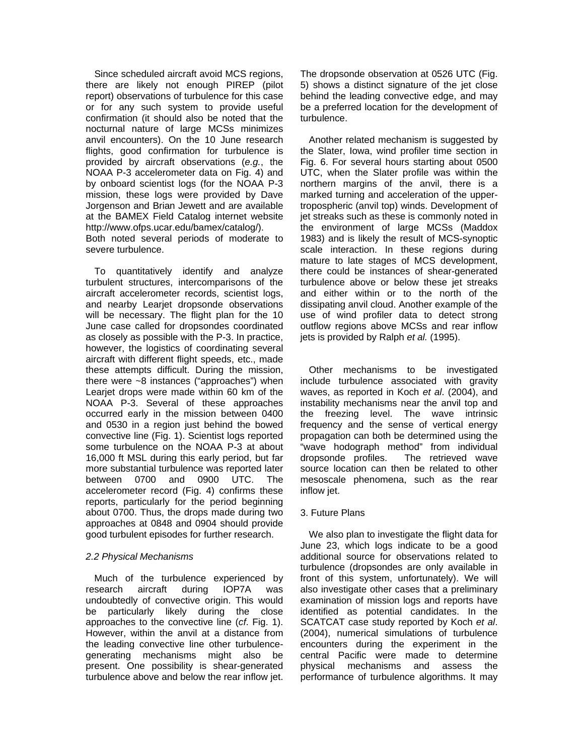Since scheduled aircraft avoid MCS regions, there are likely not enough PIREP (pilot report) observations of turbulence for this case or for any such system to provide useful confirmation (it should also be noted that the nocturnal nature of large MCSs minimizes anvil encounters). On the 10 June research flights, good confirmation for turbulence is provided by aircraft observations (*e.g.*, the NOAA P-3 accelerometer data on Fig. 4) and by onboard scientist logs (for the NOAA P-3 mission, these logs were provided by Dave Jorgenson and Brian Jewett and are available at the BAMEX Field Catalog internet website http://www.ofps.ucar.edu/bamex/catalog/). Both noted several periods of moderate to severe turbulence.

To quantitatively identify and analyze turbulent structures, intercomparisons of the aircraft accelerometer records, scientist logs, and nearby Learjet dropsonde observations will be necessary. The flight plan for the 10 June case called for dropsondes coordinated as closely as possible with the P-3. In practice, however, the logistics of coordinating several aircraft with different flight speeds, etc., made these attempts difficult. During the mission, there were ~8 instances ("approaches") when Learjet drops were made within 60 km of the NOAA P-3. Several of these approaches occurred early in the mission between 0400 and 0530 in a region just behind the bowed convective line (Fig. 1). Scientist logs reported some turbulence on the NOAA P-3 at about 16,000 ft MSL during this early period, but far more substantial turbulence was reported later between 0700 and 0900 UTC. The accelerometer record (Fig. 4) confirms these reports, particularly for the period beginning about 0700. Thus, the drops made during two approaches at 0848 and 0904 should provide good turbulent episodes for further research.

### *2.2 Physical Mechanisms*

Much of the turbulence experienced by research aircraft during IOP7A was undoubtedly of convective origin. This would be particularly likely during the close approaches to the convective line (*cf*. Fig. 1). However, within the anvil at a distance from the leading convective line other turbulence-generating mechanisms might also be present. One possibility is shear-generated turbulence above and below the rear inflow jet. The dropsonde observation at 0526 UTC (Fig. 5) shows a distinct signature of the jet close behind the leading convective edge, and may be a preferred location for the development of turbulence.

Another related mechanism is suggested by the Slater, Iowa, wind profiler time section in Fig. 6. For several hours starting about 0500 UTC, when the Slater profile was within the northern margins of the anvil, there is a marked turning and acceleration of the upper-tropospheric (anvil top) winds. Development of jet streaks such as these is commonly noted in the environment of large MCSs (Maddox 1983) and is likely the result of MCS-synoptic scale interaction. In these regions during mature to late stages of MCS development, there could be instances of shear-generated turbulence above or below these jet streaks and either within or to the north of the dissipating anvil cloud. Another example of the use of wind profiler data to detect strong outflow regions above MCSs and rear inflow jets is provided by Ralph *et al.* (1995).

Other mechanisms to be investigated include turbulence associated with gravity waves, as reported in Koch *et al*. (2004), and instability mechanisms near the anvil top and the freezing level. The wave intrinsic frequency and the sense of vertical energy propagation can both be determined using the "wave hodograph method" from individual dropsonde profiles. The retrieved wave source location can then be related to other mesoscale phenomena, such as the rear inflow jet.

## 3. Future Plans

We also plan to investigate the flight data for June 23, which logs indicate to be a good additional source for observations related to turbulence (dropsondes are only available in front of this system, unfortunately). We will also investigate other cases that a preliminary examination of mission logs and reports have identified as potential candidates. In the SCATCAT case study reported by Koch *et al*. (2004), numerical simulations of turbulence encounters during the experiment in the central Pacific were made to determine physical mechanisms and assess the performance of turbulence algorithms. It may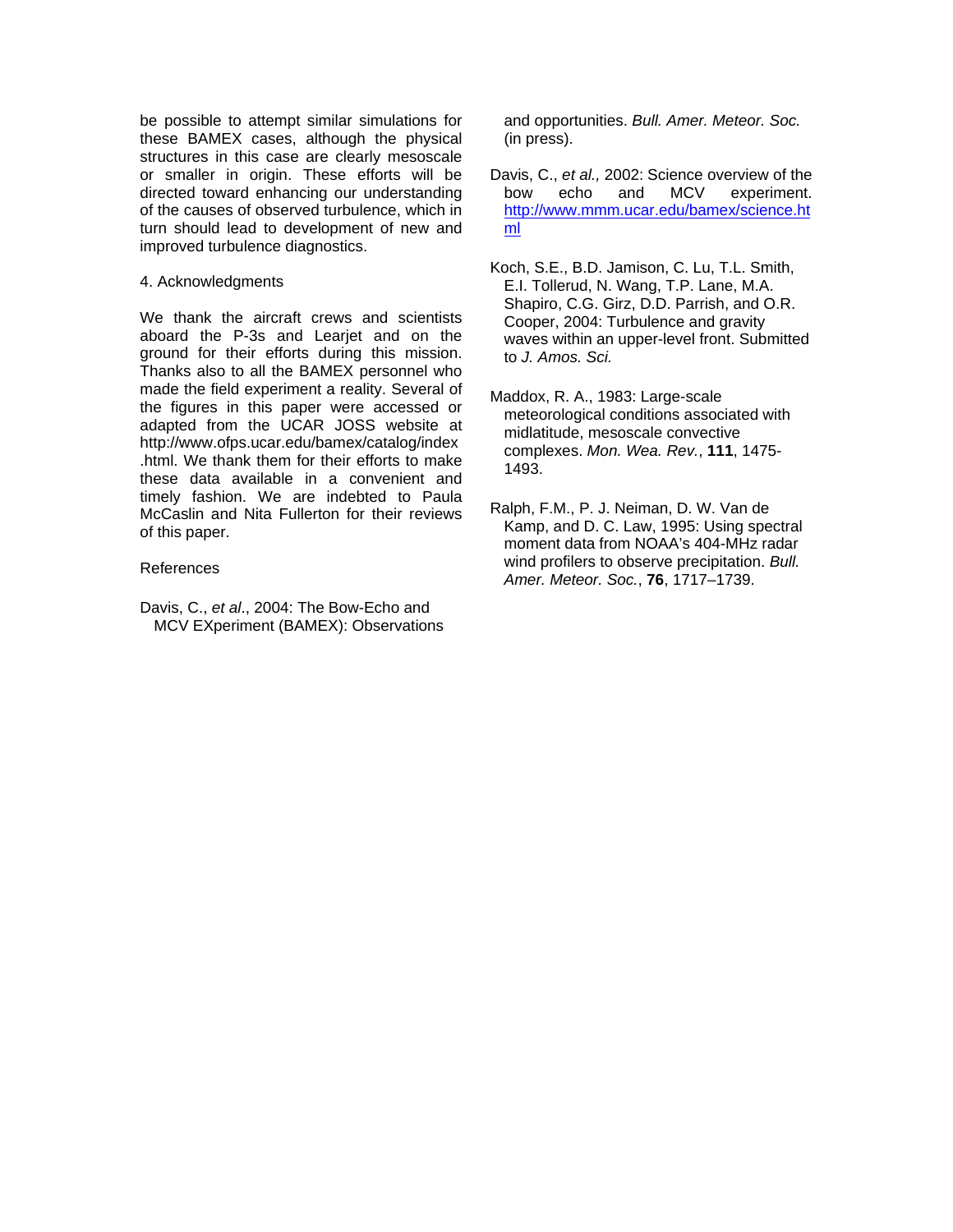be possible to attempt similar simulations for these BAMEX cases, although the physical structures in this case are clearly mesoscale or smaller in origin. These efforts will be directed toward enhancing our understanding of the causes of observed turbulence, which in turn should lead to development of new and improved turbulence diagnostics.

## 4. Acknowledgments

We thank the aircraft crews and scientists aboard the P-3s and Learjet and on the ground for their efforts during this mission. Thanks also to all the BAMEX personnel who made the field experiment a reality. Several of the figures in this paper were accessed or adapted from the UCAR JOSS website at http://www.ofps.ucar.edu/bamex/catalog/index.html. We thank them for their efforts to make these data available in a convenient and timely fashion. We are indebted to Paula McCaslin and Nita Fullerton for their reviews of this paper.

## References

Davis, C., *et al*., 2004: The Bow-Echo and MCV EXperiment (BAMEX): Observations and opportunities. *Bull. Amer. Meteor. Soc.* (in press).

Davis, C., *et al.,* 2002: Science overview of the bow echo and MCV experiment. http://www.mmm.ucar.edu/bamex/science.html

Koch, S.E., B.D. Jamison, C. Lu, T.L. Smith, E.I. Tollerud, N. Wang, T.P. Lane, M.A. Shapiro, C.G. Girz, D.D. Parrish, and O.R. Cooper, 2004: Turbulence and gravity waves within an upper-level front. Submitted to *J. Amos. Sci.*

Maddox, R. A., 1983: Large-scale meteorological conditions associated with midlatitude, mesoscale convective complexes. *Mon. Wea. Rev.*, **111**, 1475-1493.

Ralph, F.M., P. J. Neiman, D. W. Van de Kamp, and D. C. Law, 1995: Using spectral moment data from NOAA's 404-MHz radar wind profilers to observe precipitation. *Bull. Amer. Meteor. Soc.*, **76**, 1717–1739.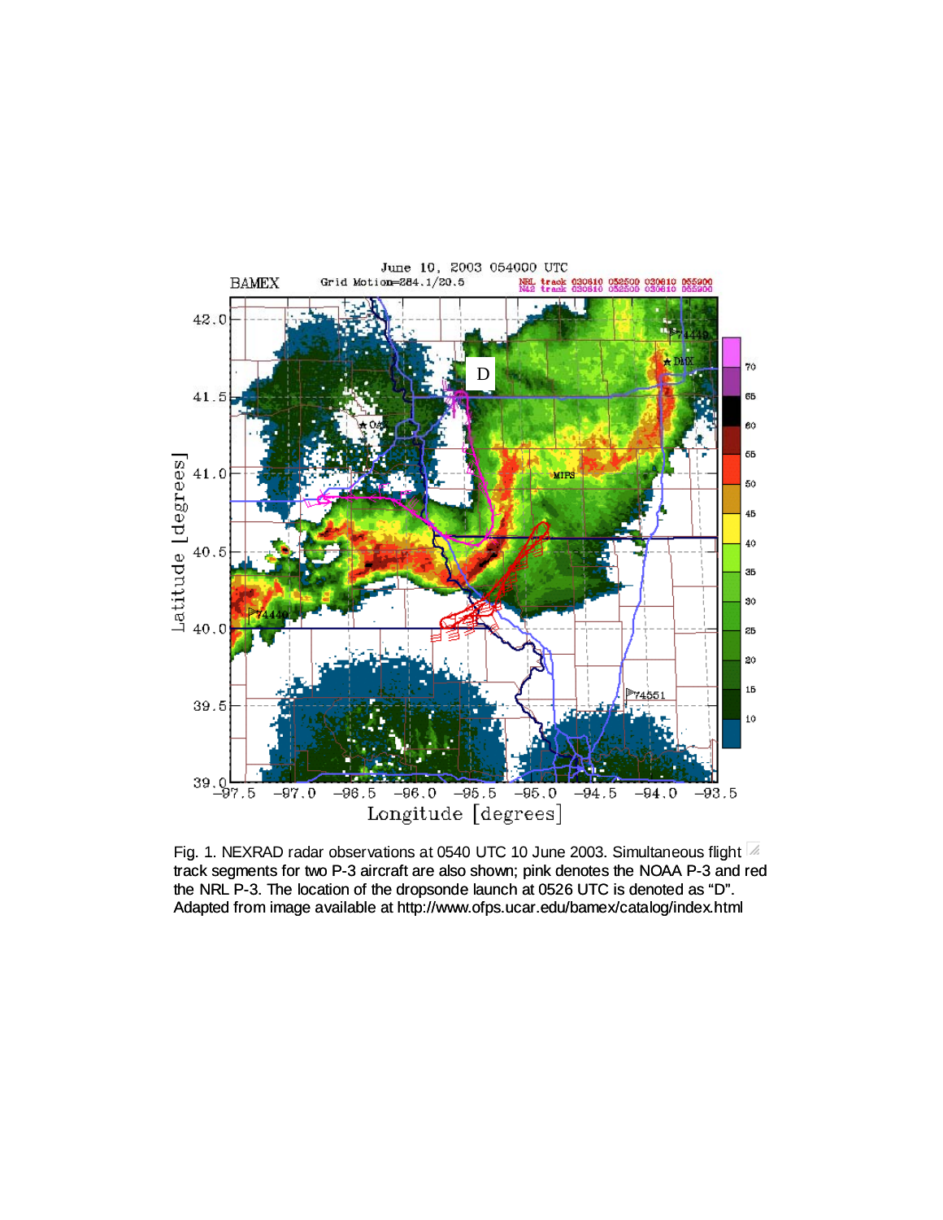Fig. 1. NEXRAD radar observations at 0540 UTC 10 June 2003. Simultaneous flight track segments for two P-3 aircraft are also shown; pink denotes the NOAA P-3 and red the NRL P-3. The location of the dropsonde launch at 0526 UTC is denoted as "D". Adapted from image available at http://www.ofps.ucar.edu/bamex/catalog/index.html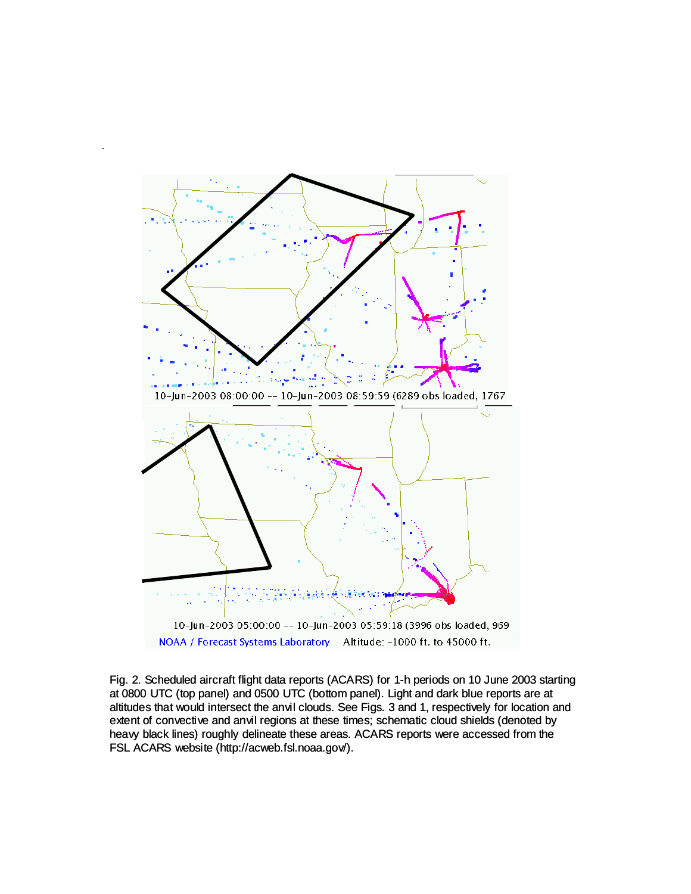Fig. 2. Scheduled aircraft flight data reports (ACARS) for 1-h periods on 10 June 2003 starting at 0800 UTC (top panel) and 0500 UTC (bottom panel). Light and dark blue reports are at altitudes that would intersect the anvil clouds. See Figs. 3 and 1, respectively for location and extent of convective and anvil regions at these times; schematic cloud shields (denoted by heavy black lines) roughly delineate these areas. ACARS reports were accessed from the FSL ACARS website (http://acweb.fsl.noaa.gov/).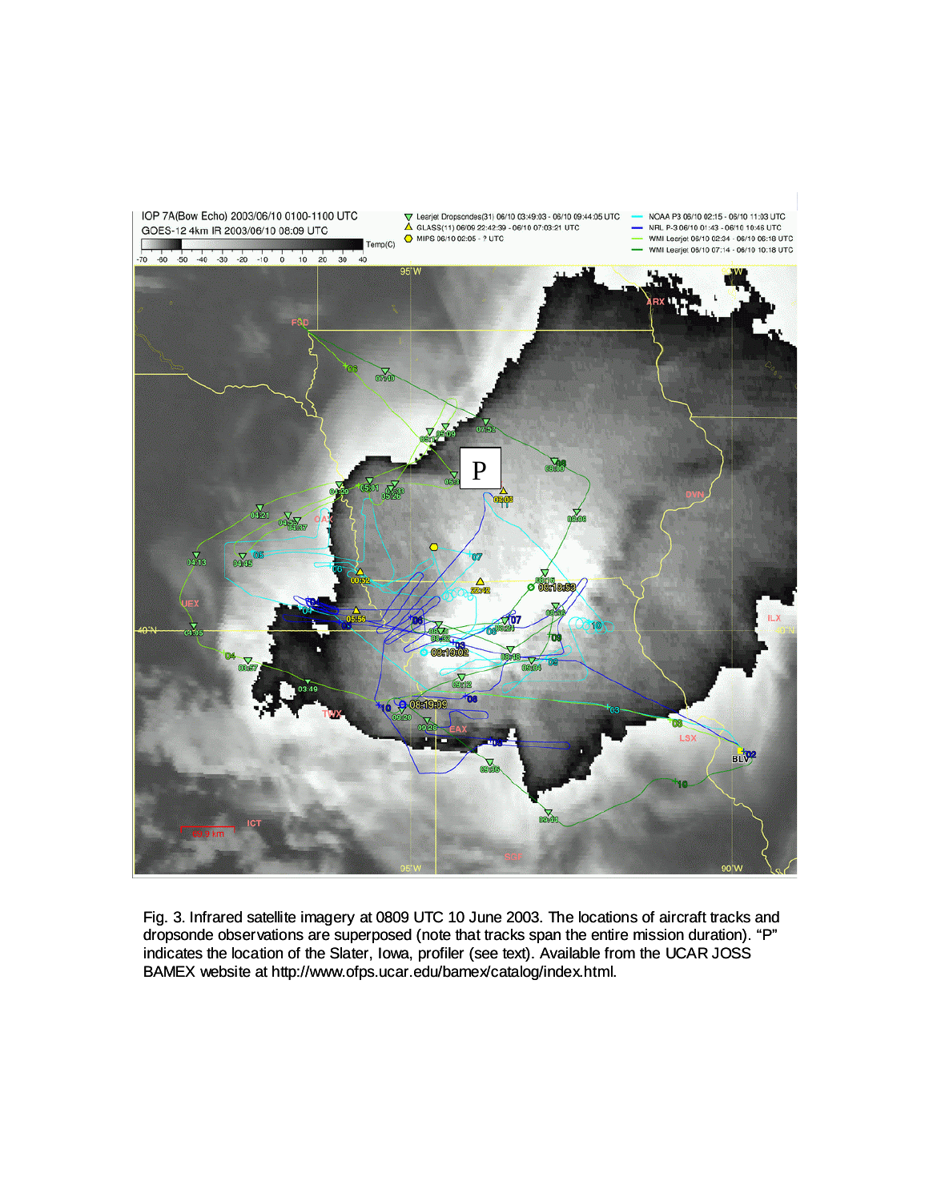Fig. 3. Infrared satellite imagery at 0809 UTC 10 June 2003. The locations of aircraft tracks and dropsonde observations are superposed (note that tracks span the entire mission duration). "P" indicates the location of the Slater, Iowa, profiler (see text). Available from the UCAR JOSS BAMEX website at http://www.ofps.ucar.edu/bamex/catalog/index.html.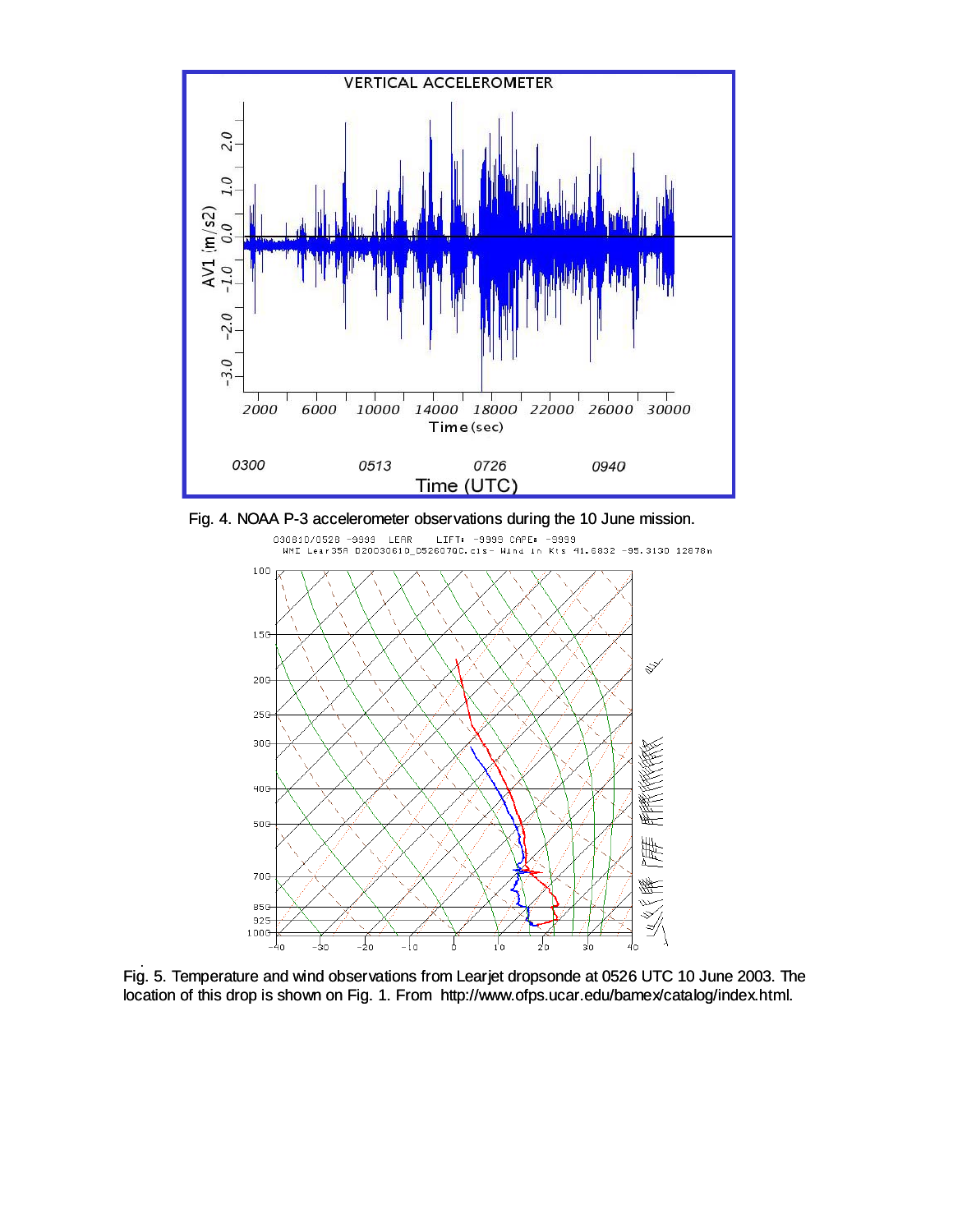Fig. 4. NOAA P-3 accelerometer observations during the 10 June mission.

Fig. 5. Temperature and wind observations from Learjet dropsonde at 0526 UTC 10 June 2003. The location of this drop is shown on Fig. 1. From http://www.ofps.ucar.edu/bamex/catalog/index.html.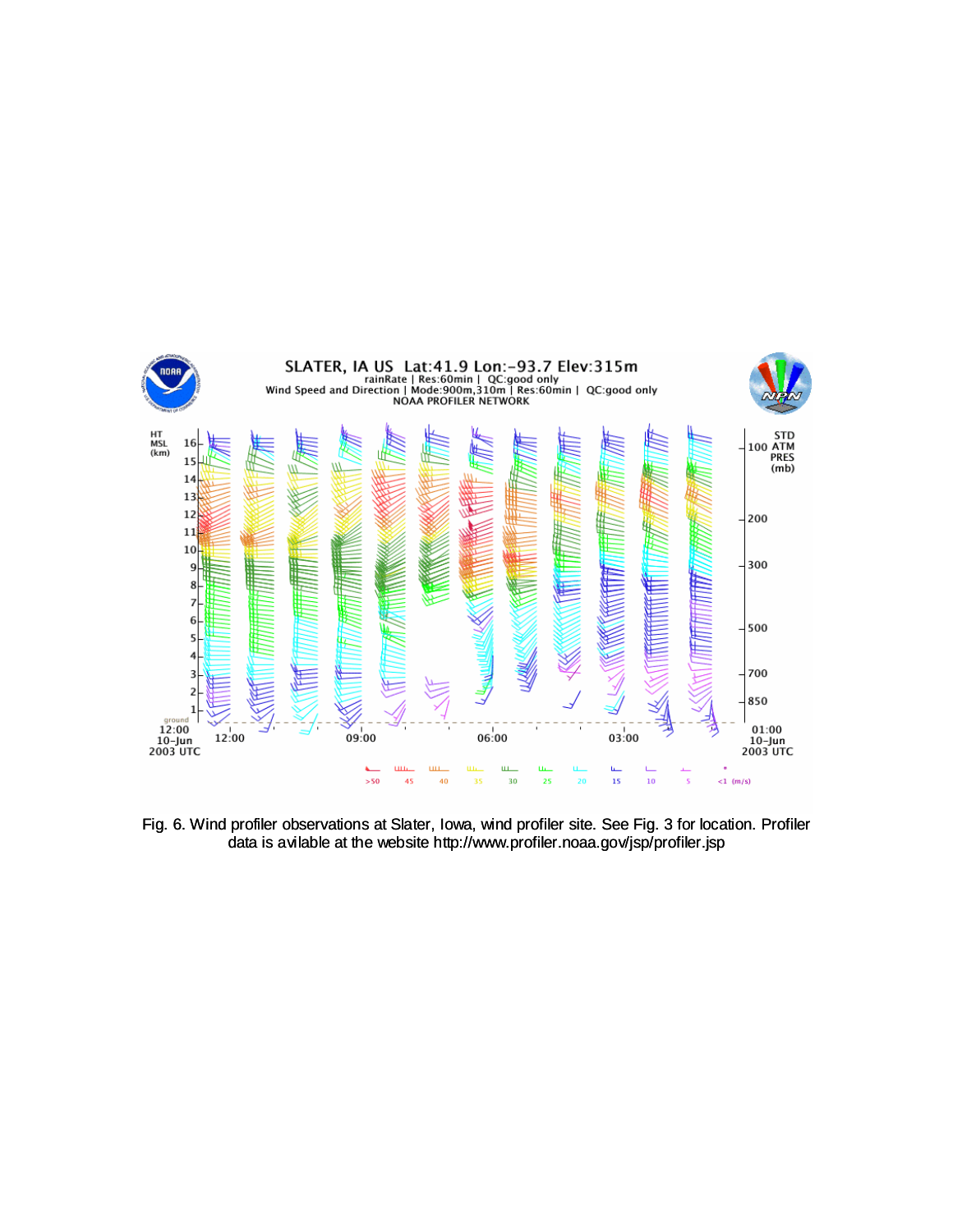SLATER, IA US Lat:41.9 Lon:-93.7 Elev:315m
rainRate | Res:60min | QC:good only
Wind Speed and Direction | Mode:900m,310m | Res:60min | QC:good only
NOAA PROFILER NETWORK

HT MSL (km)
16
15
14
13
12
11
10
9
8
7
6
5
4
3
2
1
ground

STD ATM PRES (mb)
100
200
300
500
700
850

12:00 10–Jun 2003 UTC
12:00
09:00
06:00
03:00
01:00 10–Jun 2003 UTC

>50 45 40 35 30 25 20 15 10 5 <1 (m/s)

Fig. 6. Wind profiler observations at Slater, Iowa, wind profiler site. See Fig. 3 for location. Profiler data is avilable at the website http://www.profiler.noaa.gov/jsp/profiler.jsp